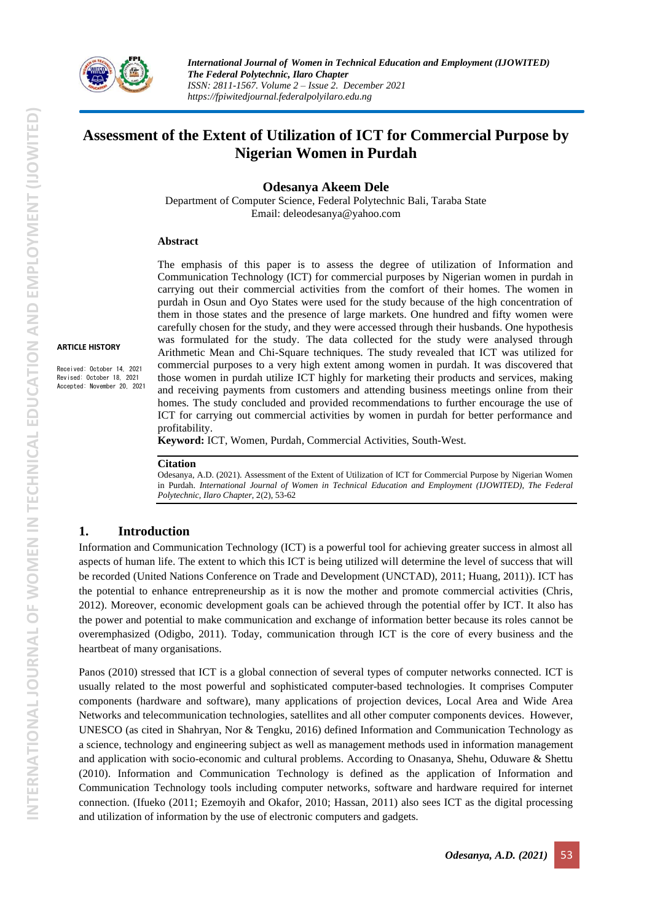# Assessment of the Extent of Utilization of ICT for Commercial Purpose by Nigerian Women in Purdah

**Odesanya Akeem Dele**

Department of Computer Science, Federal Polytechnic Bali, Taraba State
Email: deleodesanya@yahoo.com

**ARTICLE HISTORY**

Received: October 14, 2021
Revised: October 18, 2021
Accepted: November 20, 2021

### Abstract

The emphasis of this paper is to assess the degree of utilization of Information and Communication Technology (ICT) for commercial purposes by Nigerian women in purdah in carrying out their commercial activities from the comfort of their homes. The women in purdah in Osun and Oyo States were used for the study because of the high concentration of them in those states and the presence of large markets. One hundred and fifty women were carefully chosen for the study, and they were accessed through their husbands. One hypothesis was formulated for the study. The data collected for the study were analysed through Arithmetic Mean and Chi-Square techniques. The study revealed that ICT was utilized for commercial purposes to a very high extent among women in purdah. It was discovered that those women in purdah utilize ICT highly for marketing their products and services, making and receiving payments from customers and attending business meetings online from their homes. The study concluded and provided recommendations to further encourage the use of ICT for carrying out commercial activities by women in purdah for better performance and profitability.

**Keyword:** ICT, Women, Purdah, Commercial Activities, South-West.

**Citation**

Odesanya, A.D. (2021). Assessment of the Extent of Utilization of ICT for Commercial Purpose by Nigerian Women in Purdah. *International Journal of Women in Technical Education and Employment (IJOWITED), The Federal Polytechnic, Ilaro Chapter*, 2(2), 53-62

## 1. Introduction

Information and Communication Technology (ICT) is a powerful tool for achieving greater success in almost all aspects of human life. The extent to which this ICT is being utilized will determine the level of success that will be recorded (United Nations Conference on Trade and Development (UNCTAD), 2011; Huang, 2011)). ICT has the potential to enhance entrepreneurship as it is now the mother and promote commercial activities (Chris, 2012). Moreover, economic development goals can be achieved through the potential offer by ICT. It also has the power and potential to make communication and exchange of information better because its roles cannot be overemphasized (Odigbo, 2011). Today, communication through ICT is the core of every business and the heartbeat of many organisations.

Panos (2010) stressed that ICT is a global connection of several types of computer networks connected. ICT is usually related to the most powerful and sophisticated computer-based technologies. It comprises Computer components (hardware and software), many applications of projection devices, Local Area and Wide Area Networks and telecommunication technologies, satellites and all other computer components devices. However, UNESCO (as cited in Shahryan, Nor & Tengku, 2016) defined Information and Communication Technology as a science, technology and engineering subject as well as management methods used in information management and application with socio-economic and cultural problems. According to Onasanya, Shehu, Oduware & Shettu (2010). Information and Communication Technology is defined as the application of Information and Communication Technology tools including computer networks, software and hardware required for internet connection. (Ifueko (2011; Ezemoyih and Okafor, 2010; Hassan, 2011) also sees ICT as the digital processing and utilization of information by the use of electronic computers and gadgets.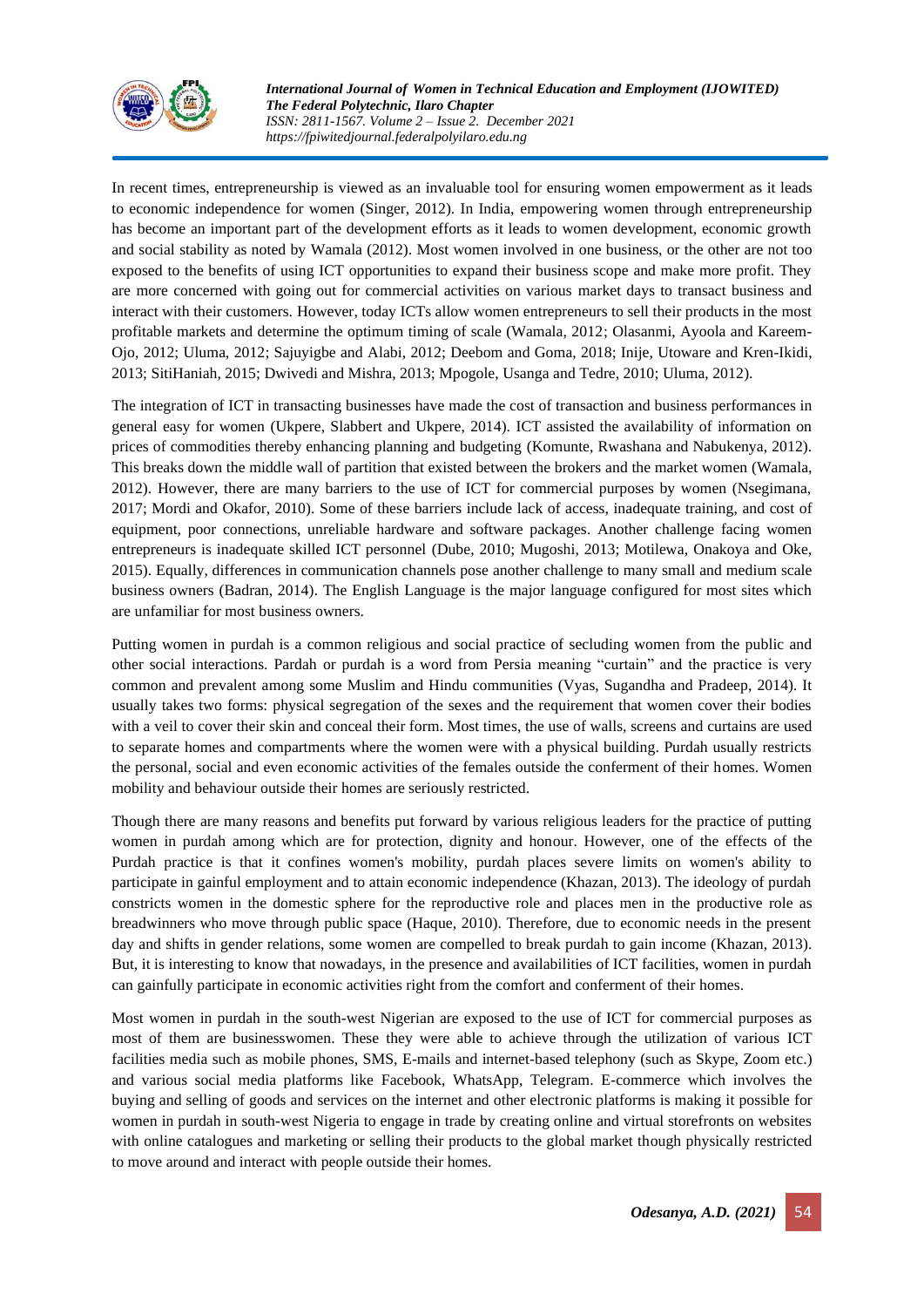In recent times, entrepreneurship is viewed as an invaluable tool for ensuring women empowerment as it leads to economic independence for women (Singer, 2012). In India, empowering women through entrepreneurship has become an important part of the development efforts as it leads to women development, economic growth and social stability as noted by Wamala (2012). Most women involved in one business, or the other are not too exposed to the benefits of using ICT opportunities to expand their business scope and make more profit. They are more concerned with going out for commercial activities on various market days to transact business and interact with their customers. However, today ICTs allow women entrepreneurs to sell their products in the most profitable markets and determine the optimum timing of scale (Wamala, 2012; Olasanmi, Ayoola and Kareem-Ojo, 2012; Uluma, 2012; Sajuyigbe and Alabi, 2012; Deebom and Goma, 2018; Inije, Utoware and Kren-Ikidi, 2013; SitiHaniah, 2015; Dwivedi and Mishra, 2013; Mpogole, Usanga and Tedre, 2010; Uluma, 2012).

The integration of ICT in transacting businesses have made the cost of transaction and business performances in general easy for women (Ukpere, Slabbert and Ukpere, 2014). ICT assisted the availability of information on prices of commodities thereby enhancing planning and budgeting (Komunte, Rwashana and Nabukenya, 2012). This breaks down the middle wall of partition that existed between the brokers and the market women (Wamala, 2012). However, there are many barriers to the use of ICT for commercial purposes by women (Nsegimana, 2017; Mordi and Okafor, 2010). Some of these barriers include lack of access, inadequate training, and cost of equipment, poor connections, unreliable hardware and software packages. Another challenge facing women entrepreneurs is inadequate skilled ICT personnel (Dube, 2010; Mugoshi, 2013; Motilewa, Onakoya and Oke, 2015). Equally, differences in communication channels pose another challenge to many small and medium scale business owners (Badran, 2014). The English Language is the major language configured for most sites which are unfamiliar for most business owners.

Putting women in purdah is a common religious and social practice of secluding women from the public and other social interactions. Pardah or purdah is a word from Persia meaning "curtain" and the practice is very common and prevalent among some Muslim and Hindu communities (Vyas, Sugandha and Pradeep, 2014). It usually takes two forms: physical segregation of the sexes and the requirement that women cover their bodies with a veil to cover their skin and conceal their form. Most times, the use of walls, screens and curtains are used to separate homes and compartments where the women were with a physical building. Purdah usually restricts the personal, social and even economic activities of the females outside the conferment of their homes. Women mobility and behaviour outside their homes are seriously restricted.

Though there are many reasons and benefits put forward by various religious leaders for the practice of putting women in purdah among which are for protection, dignity and honour. However, one of the effects of the Purdah practice is that it confines women's mobility, purdah places severe limits on women's ability to participate in gainful employment and to attain economic independence (Khazan, 2013). The ideology of purdah constricts women in the domestic sphere for the reproductive role and places men in the productive role as breadwinners who move through public space (Haque, 2010). Therefore, due to economic needs in the present day and shifts in gender relations, some women are compelled to break purdah to gain income (Khazan, 2013). But, it is interesting to know that nowadays, in the presence and availabilities of ICT facilities, women in purdah can gainfully participate in economic activities right from the comfort and conferment of their homes.

Most women in purdah in the south-west Nigerian are exposed to the use of ICT for commercial purposes as most of them are businesswomen. These they were able to achieve through the utilization of various ICT facilities media such as mobile phones, SMS, E-mails and internet-based telephony (such as Skype, Zoom etc.) and various social media platforms like Facebook, WhatsApp, Telegram. E-commerce which involves the buying and selling of goods and services on the internet and other electronic platforms is making it possible for women in purdah in south-west Nigeria to engage in trade by creating online and virtual storefronts on websites with online catalogues and marketing or selling their products to the global market though physically restricted to move around and interact with people outside their homes.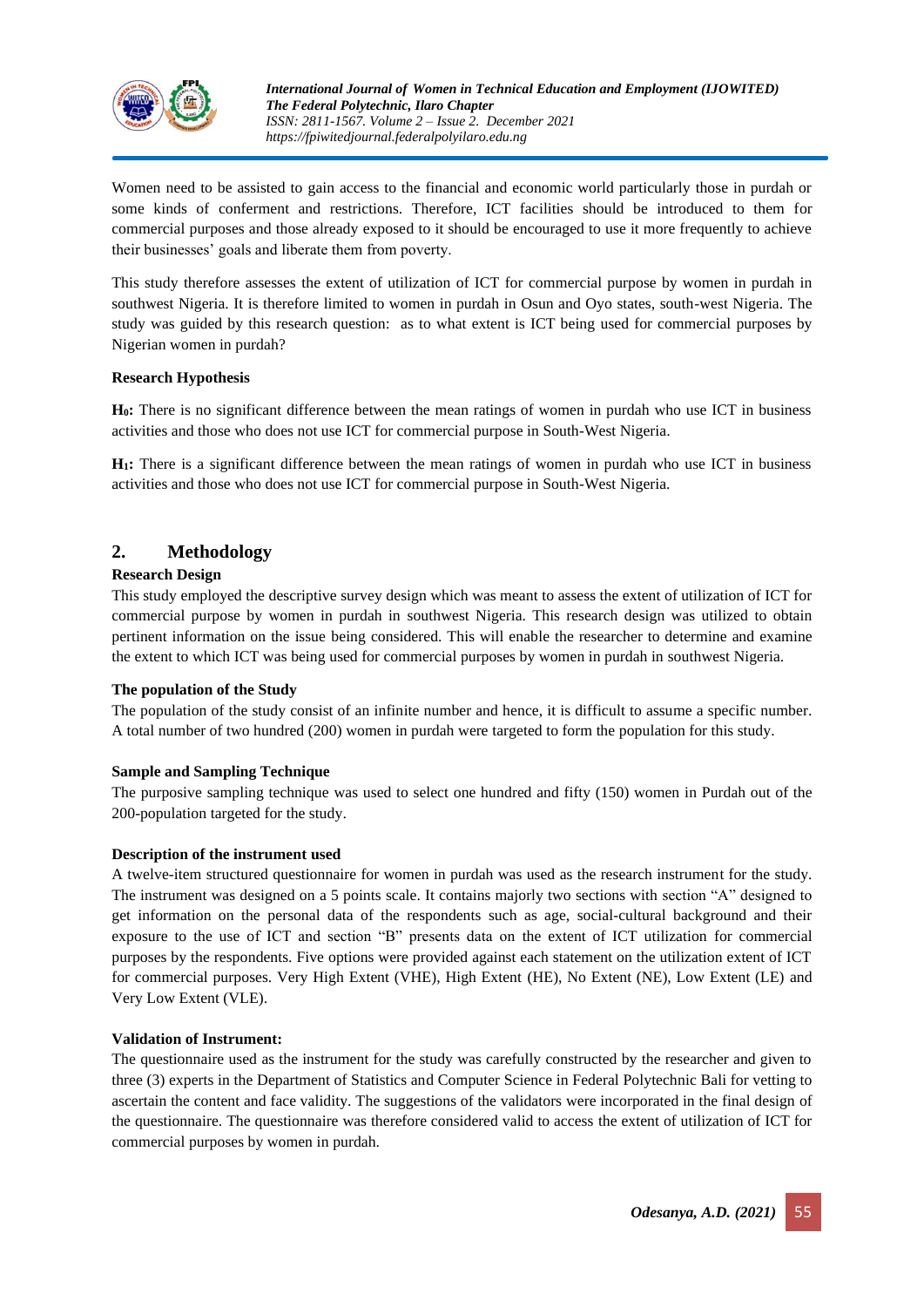Women need to be assisted to gain access to the financial and economic world particularly those in purdah or some kinds of conferment and restrictions. Therefore, ICT facilities should be introduced to them for commercial purposes and those already exposed to it should be encouraged to use it more frequently to achieve their businesses' goals and liberate them from poverty.

This study therefore assesses the extent of utilization of ICT for commercial purpose by women in purdah in southwest Nigeria. It is therefore limited to women in purdah in Osun and Oyo states, south-west Nigeria. The study was guided by this research question: as to what extent is ICT being used for commercial purposes by Nigerian women in purdah?

**Research Hypothesis**

**$H_0$:** There is no significant difference between the mean ratings of women in purdah who use ICT in business activities and those who does not use ICT for commercial purpose in South-West Nigeria.

**$H_1$:** There is a significant difference between the mean ratings of women in purdah who use ICT in business activities and those who does not use ICT for commercial purpose in South-West Nigeria.

## 2. Methodology

**Research Design**

This study employed the descriptive survey design which was meant to assess the extent of utilization of ICT for commercial purpose by women in purdah in southwest Nigeria. This research design was utilized to obtain pertinent information on the issue being considered. This will enable the researcher to determine and examine the extent to which ICT was being used for commercial purposes by women in purdah in southwest Nigeria.

**The population of the Study**

The population of the study consist of an infinite number and hence, it is difficult to assume a specific number. A total number of two hundred (200) women in purdah were targeted to form the population for this study.

**Sample and Sampling Technique**

The purposive sampling technique was used to select one hundred and fifty (150) women in Purdah out of the 200-population targeted for the study.

**Description of the instrument used**

A twelve-item structured questionnaire for women in purdah was used as the research instrument for the study. The instrument was designed on a 5 points scale. It contains majorly two sections with section "A" designed to get information on the personal data of the respondents such as age, social-cultural background and their exposure to the use of ICT and section "B" presents data on the extent of ICT utilization for commercial purposes by the respondents. Five options were provided against each statement on the utilization extent of ICT for commercial purposes. Very High Extent (VHE), High Extent (HE), No Extent (NE), Low Extent (LE) and Very Low Extent (VLE).

**Validation of Instrument:**

The questionnaire used as the instrument for the study was carefully constructed by the researcher and given to three (3) experts in the Department of Statistics and Computer Science in Federal Polytechnic Bali for vetting to ascertain the content and face validity. The suggestions of the validators were incorporated in the final design of the questionnaire. The questionnaire was therefore considered valid to access the extent of utilization of ICT for commercial purposes by women in purdah.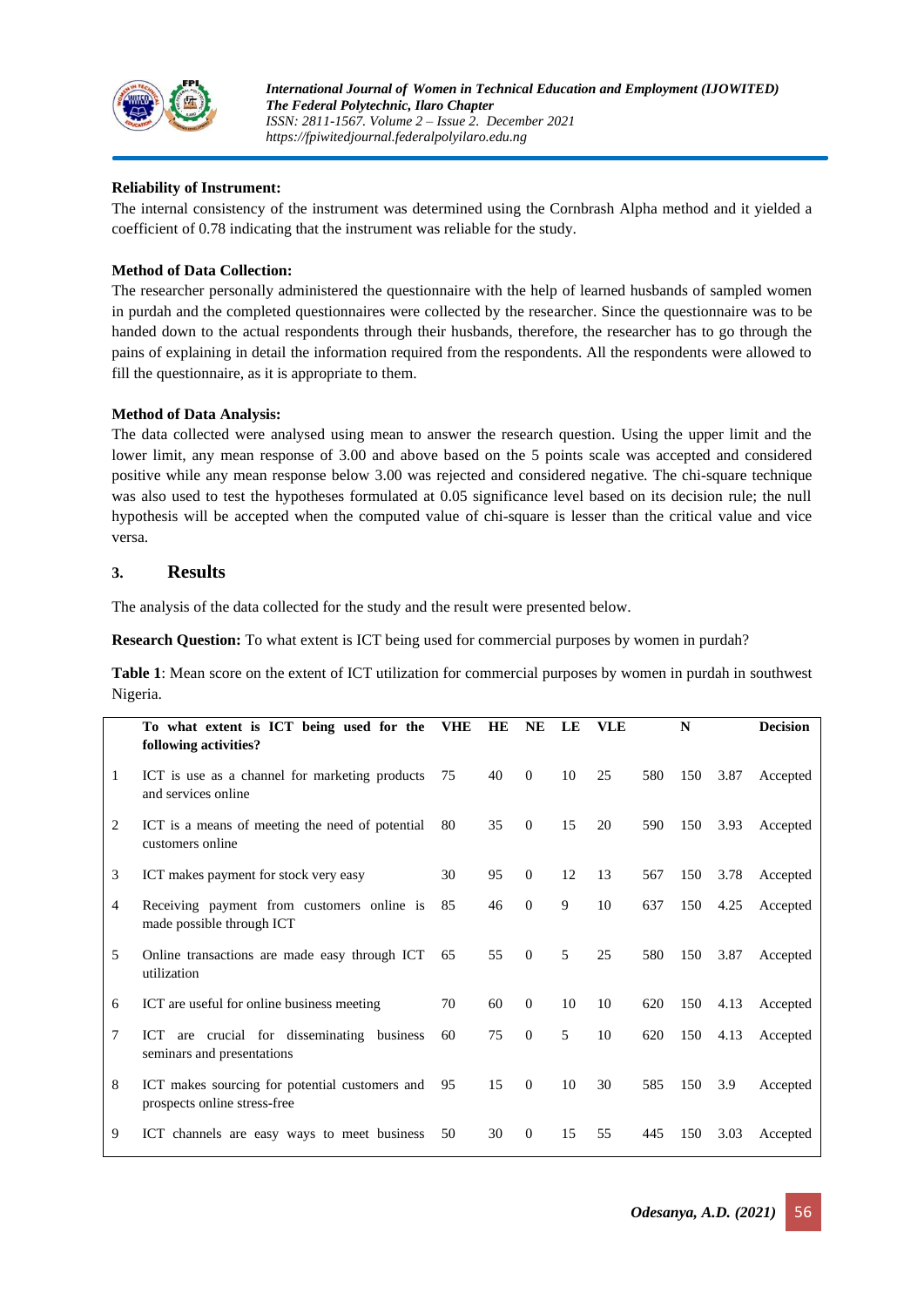**Reliability of Instrument:**

The internal consistency of the instrument was determined using the Cornbrash Alpha method and it yielded a coefficient of 0.78 indicating that the instrument was reliable for the study.

**Method of Data Collection:**

The researcher personally administered the questionnaire with the help of learned husbands of sampled women in purdah and the completed questionnaires were collected by the researcher. Since the questionnaire was to be handed down to the actual respondents through their husbands, therefore, the researcher has to go through the pains of explaining in detail the information required from the respondents. All the respondents were allowed to fill the questionnaire, as it is appropriate to them.

**Method of Data Analysis:**

The data collected were analysed using mean to answer the research question. Using the upper limit and the lower limit, any mean response of 3.00 and above based on the 5 points scale was accepted and considered positive while any mean response below 3.00 was rejected and considered negative. The chi-square technique was also used to test the hypotheses formulated at 0.05 significance level based on its decision rule; the null hypothesis will be accepted when the computed value of chi-square is lesser than the critical value and vice versa.

## 3. Results

The analysis of the data collected for the study and the result were presented below.

**Research Question:** To what extent is ICT being used for commercial purposes by women in purdah?

**Table 1**: Mean score on the extent of ICT utilization for commercial purposes by women in purdah in southwest Nigeria.

| | To what extent is ICT being used for the following activities? | VHE | HE | NE | LE | VLE | | N | | Decision |
|---|---|---|---|---|---|---|---|---|---|---|
| 1 | ICT is use as a channel for marketing products and services online | 75 | 40 | 0 | 10 | 25 | 580 | 150 | 3.87 | Accepted |
| 2 | ICT is a means of meeting the need of potential customers online | 80 | 35 | 0 | 15 | 20 | 590 | 150 | 3.93 | Accepted |
| 3 | ICT makes payment for stock very easy | 30 | 95 | 0 | 12 | 13 | 567 | 150 | 3.78 | Accepted |
| 4 | Receiving payment from customers online is made possible through ICT | 85 | 46 | 0 | 9 | 10 | 637 | 150 | 4.25 | Accepted |
| 5 | Online transactions are made easy through ICT utilization | 65 | 55 | 0 | 5 | 25 | 580 | 150 | 3.87 | Accepted |
| 6 | ICT are useful for online business meeting | 70 | 60 | 0 | 10 | 10 | 620 | 150 | 4.13 | Accepted |
| 7 | ICT are crucial for disseminating business seminars and presentations | 60 | 75 | 0 | 5 | 10 | 620 | 150 | 4.13 | Accepted |
| 8 | ICT makes sourcing for potential customers and prospects online stress-free | 95 | 15 | 0 | 10 | 30 | 585 | 150 | 3.9 | Accepted |
| 9 | ICT channels are easy ways to meet business | 50 | 30 | 0 | 15 | 55 | 445 | 150 | 3.03 | Accepted |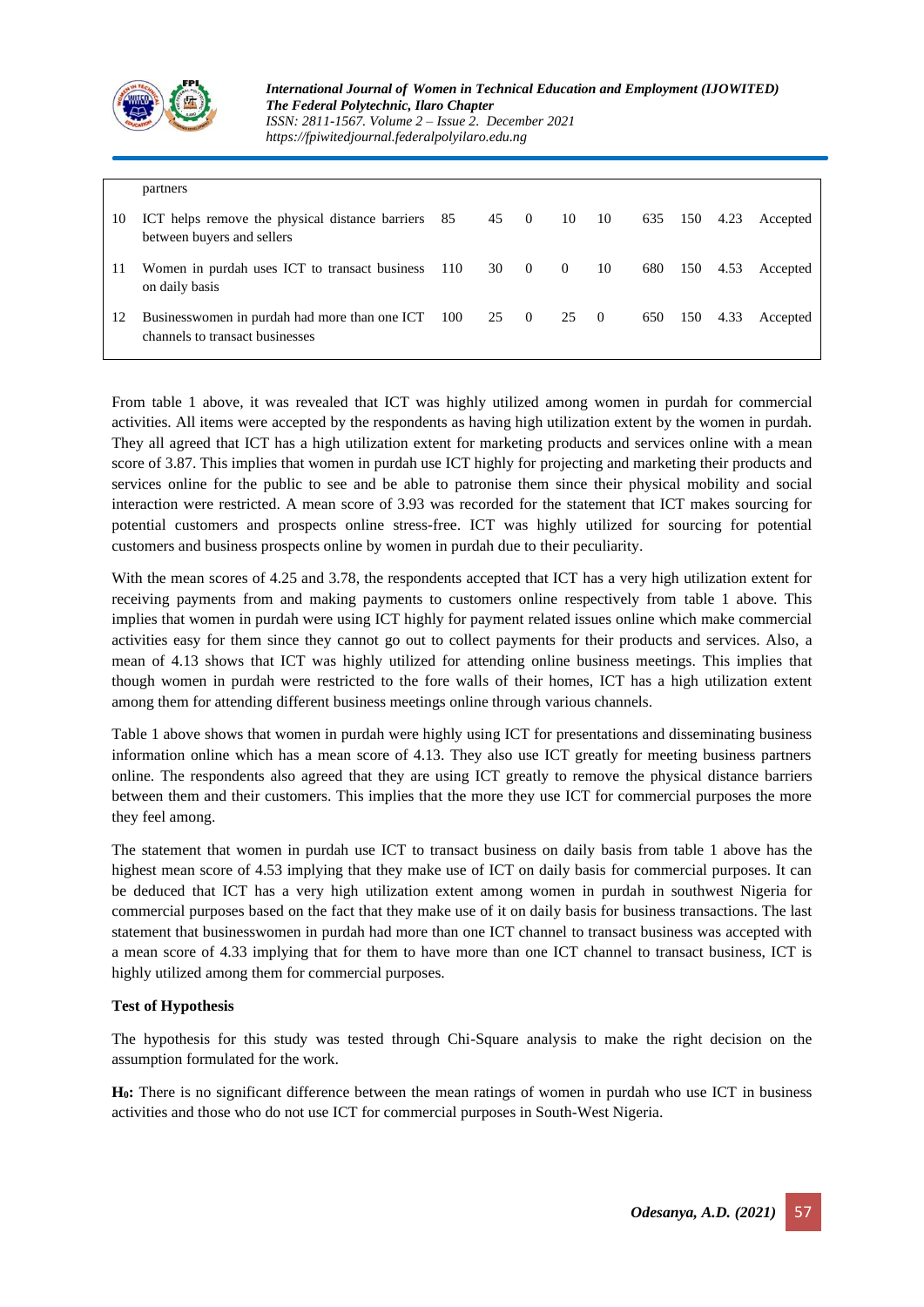| | partners | | | | | | | | | |
|---|---|---|---|---|---|---|---|---|---|---|
| 10 | ICT helps remove the physical distance barriers between buyers and sellers | 85 | 45 | 0 | 10 | 10 | 635 | 150 | 4.23 | Accepted |
| 11 | Women in purdah uses ICT to transact business on daily basis | 110 | 30 | 0 | 0 | 10 | 680 | 150 | 4.53 | Accepted |
| 12 | Businesswomen in purdah had more than one ICT channels to transact businesses | 100 | 25 | 0 | 25 | 0 | 650 | 150 | 4.33 | Accepted |

From table 1 above, it was revealed that ICT was highly utilized among women in purdah for commercial activities. All items were accepted by the respondents as having high utilization extent by the women in purdah. They all agreed that ICT has a high utilization extent for marketing products and services online with a mean score of 3.87. This implies that women in purdah use ICT highly for projecting and marketing their products and services online for the public to see and be able to patronise them since their physical mobility and social interaction were restricted. A mean score of 3.93 was recorded for the statement that ICT makes sourcing for potential customers and prospects online stress-free. ICT was highly utilized for sourcing for potential customers and business prospects online by women in purdah due to their peculiarity.

With the mean scores of 4.25 and 3.78, the respondents accepted that ICT has a very high utilization extent for receiving payments from and making payments to customers online respectively from table 1 above. This implies that women in purdah were using ICT highly for payment related issues online which make commercial activities easy for them since they cannot go out to collect payments for their products and services. Also, a mean of 4.13 shows that ICT was highly utilized for attending online business meetings. This implies that though women in purdah were restricted to the fore walls of their homes, ICT has a high utilization extent among them for attending different business meetings online through various channels.

Table 1 above shows that women in purdah were highly using ICT for presentations and disseminating business information online which has a mean score of 4.13. They also use ICT greatly for meeting business partners online. The respondents also agreed that they are using ICT greatly to remove the physical distance barriers between them and their customers. This implies that the more they use ICT for commercial purposes the more they feel among.

The statement that women in purdah use ICT to transact business on daily basis from table 1 above has the highest mean score of 4.53 implying that they make use of ICT on daily basis for commercial purposes. It can be deduced that ICT has a very high utilization extent among women in purdah in southwest Nigeria for commercial purposes based on the fact that they make use of it on daily basis for business transactions. The last statement that businesswomen in purdah had more than one ICT channel to transact business was accepted with a mean score of 4.33 implying that for them to have more than one ICT channel to transact business, ICT is highly utilized among them for commercial purposes.

**Test of Hypothesis**

The hypothesis for this study was tested through Chi-Square analysis to make the right decision on the assumption formulated for the work.

**$H_0$:** There is no significant difference between the mean ratings of women in purdah who use ICT in business activities and those who do not use ICT for commercial purposes in South-West Nigeria.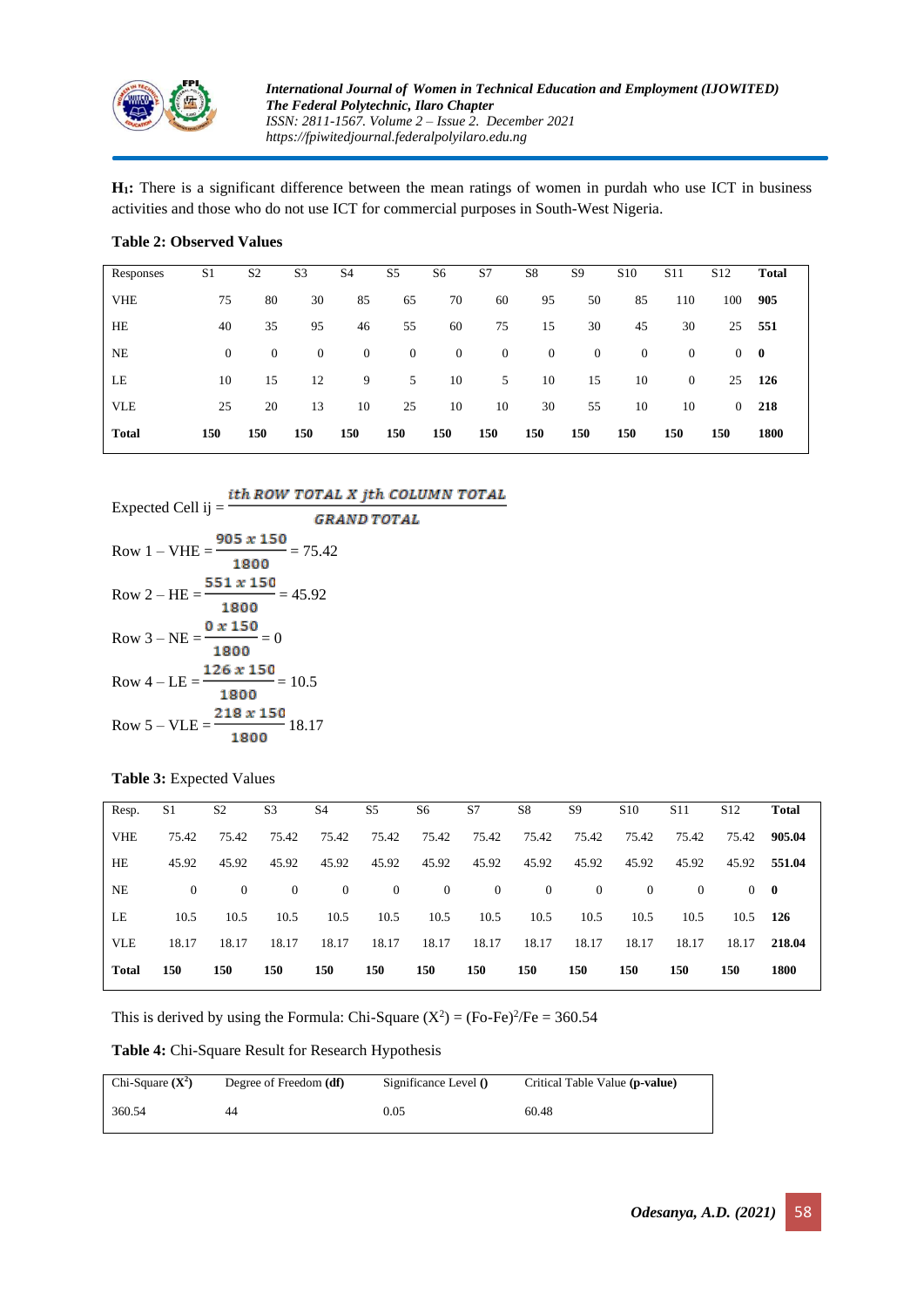**$H_1$:** There is a significant difference between the mean ratings of women in purdah who use ICT in business activities and those who do not use ICT for commercial purposes in South-West Nigeria.

**Table 2: Observed Values**

| Responses | S1 | S2 | S3 | S4 | S5 | S6 | S7 | S8 | S9 | S10 | S11 | S12 | Total |
|---|---|---|---|---|---|---|---|---|---|---|---|---|---|
| VHE | 75 | 80 | 30 | 85 | 65 | 70 | 60 | 95 | 50 | 85 | 110 | 100 | **905** |
| HE | 40 | 35 | 95 | 46 | 55 | 60 | 75 | 15 | 30 | 45 | 30 | 25 | **551** |
| NE | 0 | 0 | 0 | 0 | 0 | 0 | 0 | 0 | 0 | 0 | 0 | 0 | **0** |
| LE | 10 | 15 | 12 | 9 | 5 | 10 | 5 | 10 | 15 | 10 | 0 | 25 | **126** |
| VLE | 25 | 20 | 13 | 10 | 25 | 10 | 10 | 30 | 55 | 10 | 10 | 0 | **218** |
| **Total** | **150** | **150** | **150** | **150** | **150** | **150** | **150** | **150** | **150** | **150** | **150** | **150** | **1800** |

Expected Cell ij = $\frac{ith\ ROW\ TOTAL\ X\ jth\ COLUMN\ TOTAL}{GRAND\ TOTAL}$

Row 1 – VHE = $\frac{905 \times 150}{1800} = 75.42$

Row 2 – HE = $\frac{551 \times 150}{1800} = 45.92$

Row 3 – NE = $\frac{0 \times 150}{1800} = 0$

Row 4 – LE = $\frac{126 \times 150}{1800} = 10.5$

Row 5 – VLE = $\frac{218 \times 150}{1800}$ 18.17

**Table 3:** Expected Values

| Resp. | S1 | S2 | S3 | S4 | S5 | S6 | S7 | S8 | S9 | S10 | S11 | S12 | Total |
|---|---|---|---|---|---|---|---|---|---|---|---|---|---|
| VHE | 75.42 | 75.42 | 75.42 | 75.42 | 75.42 | 75.42 | 75.42 | 75.42 | 75.42 | 75.42 | 75.42 | 75.42 | **905.04** |
| HE | 45.92 | 45.92 | 45.92 | 45.92 | 45.92 | 45.92 | 45.92 | 45.92 | 45.92 | 45.92 | 45.92 | 45.92 | **551.04** |
| NE | 0 | 0 | 0 | 0 | 0 | 0 | 0 | 0 | 0 | 0 | 0 | 0 | **0** |
| LE | 10.5 | 10.5 | 10.5 | 10.5 | 10.5 | 10.5 | 10.5 | 10.5 | 10.5 | 10.5 | 10.5 | 10.5 | **126** |
| VLE | 18.17 | 18.17 | 18.17 | 18.17 | 18.17 | 18.17 | 18.17 | 18.17 | 18.17 | 18.17 | 18.17 | 18.17 | **218.04** |
| **Total** | **150** | **150** | **150** | **150** | **150** | **150** | **150** | **150** | **150** | **150** | **150** | **150** | **1800** |

This is derived by using the Formula: Chi-Square ($X^2$) = $(Fo\text{-}Fe)^2/Fe$ = 360.54

**Table 4:** Chi-Square Result for Research Hypothesis

| Chi-Square (**$X^2$**) | Degree of Freedom **(df)** | Significance Level **()** | Critical Table Value **(p-value)** |
|---|---|---|---|
| 360.54 | 44 | 0.05 | 60.48 |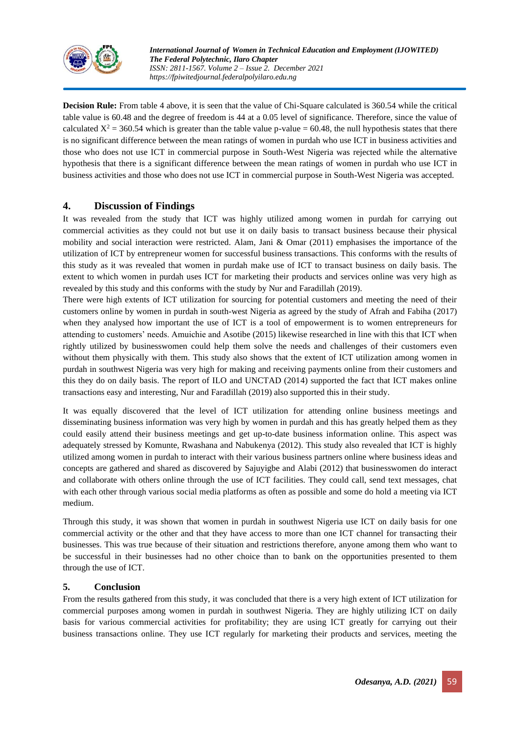**Decision Rule:** From table 4 above, it is seen that the value of Chi-Square calculated is 360.54 while the critical table value is 60.48 and the degree of freedom is 44 at a 0.05 level of significance. Therefore, since the value of calculated $X^2 = 360.54$ which is greater than the table value p-value = 60.48, the null hypothesis states that there is no significant difference between the mean ratings of women in purdah who use ICT in business activities and those who does not use ICT in commercial purpose in South-West Nigeria was rejected while the alternative hypothesis that there is a significant difference between the mean ratings of women in purdah who use ICT in business activities and those who does not use ICT in commercial purpose in South-West Nigeria was accepted.

## 4. Discussion of Findings

It was revealed from the study that ICT was highly utilized among women in purdah for carrying out commercial activities as they could not but use it on daily basis to transact business because their physical mobility and social interaction were restricted. Alam, Jani & Omar (2011) emphasises the importance of the utilization of ICT by entrepreneur women for successful business transactions. This conforms with the results of this study as it was revealed that women in purdah make use of ICT to transact business on daily basis. The extent to which women in purdah uses ICT for marketing their products and services online was very high as revealed by this study and this conforms with the study by Nur and Faradillah (2019).

There were high extents of ICT utilization for sourcing for potential customers and meeting the need of their customers online by women in purdah in south-west Nigeria as agreed by the study of Afrah and Fabiha (2017) when they analysed how important the use of ICT is a tool of empowerment is to women entrepreneurs for attending to customers' needs. Amuichie and Asotibe (2015) likewise researched in line with this that ICT when rightly utilized by businesswomen could help them solve the needs and challenges of their customers even without them physically with them. This study also shows that the extent of ICT utilization among women in purdah in southwest Nigeria was very high for making and receiving payments online from their customers and this they do on daily basis. The report of ILO and UNCTAD (2014) supported the fact that ICT makes online transactions easy and interesting, Nur and Faradillah (2019) also supported this in their study.

It was equally discovered that the level of ICT utilization for attending online business meetings and disseminating business information was very high by women in purdah and this has greatly helped them as they could easily attend their business meetings and get up-to-date business information online. This aspect was adequately stressed by Komunte, Rwashana and Nabukenya (2012). This study also revealed that ICT is highly utilized among women in purdah to interact with their various business partners online where business ideas and concepts are gathered and shared as discovered by Sajuyigbe and Alabi (2012) that businesswomen do interact and collaborate with others online through the use of ICT facilities. They could call, send text messages, chat with each other through various social media platforms as often as possible and some do hold a meeting via ICT medium.

Through this study, it was shown that women in purdah in southwest Nigeria use ICT on daily basis for one commercial activity or the other and that they have access to more than one ICT channel for transacting their businesses. This was true because of their situation and restrictions therefore, anyone among them who want to be successful in their businesses had no other choice than to bank on the opportunities presented to them through the use of ICT.

## 5. Conclusion

From the results gathered from this study, it was concluded that there is a very high extent of ICT utilization for commercial purposes among women in purdah in southwest Nigeria. They are highly utilizing ICT on daily basis for various commercial activities for profitability; they are using ICT greatly for carrying out their business transactions online. They use ICT regularly for marketing their products and services, meeting the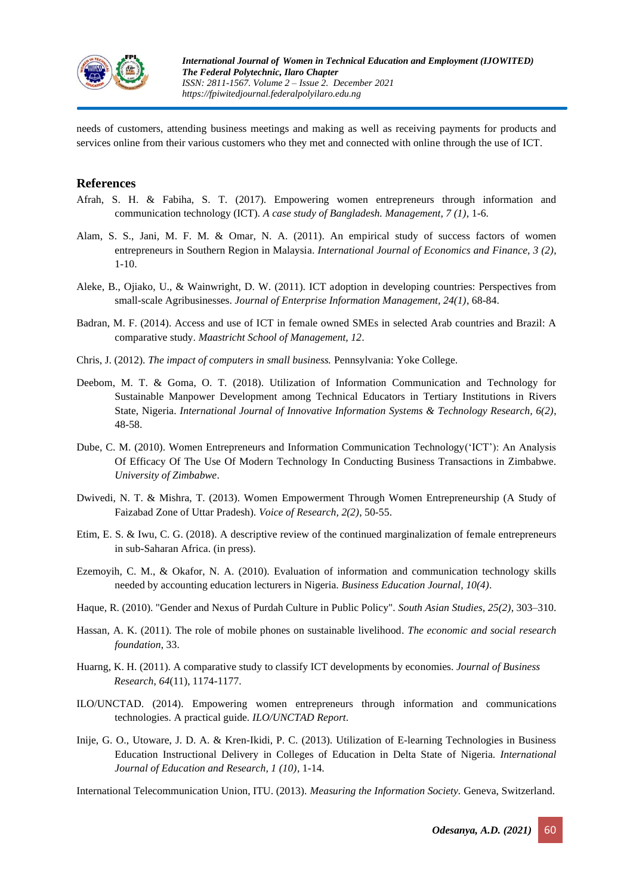needs of customers, attending business meetings and making as well as receiving payments for products and services online from their various customers who they met and connected with online through the use of ICT.

## References

Afrah, S. H. & Fabiha, S. T. (2017). Empowering women entrepreneurs through information and communication technology (ICT). *A case study of Bangladesh. Management, 7 (1)*, 1-6.

Alam, S. S., Jani, M. F. M. & Omar, N. A. (2011). An empirical study of success factors of women entrepreneurs in Southern Region in Malaysia. *International Journal of Economics and Finance, 3 (2)*, 1-10.

Aleke, B., Ojiako, U., & Wainwright, D. W. (2011). ICT adoption in developing countries: Perspectives from small-scale Agribusinesses. *Journal of Enterprise Information Management, 24(1)*, 68-84.

Badran, M. F. (2014). Access and use of ICT in female owned SMEs in selected Arab countries and Brazil: A comparative study. *Maastricht School of Management, 12*.

Chris, J. (2012). *The impact of computers in small business.* Pennsylvania: Yoke College.

Deebom, M. T. & Goma, O. T. (2018). Utilization of Information Communication and Technology for Sustainable Manpower Development among Technical Educators in Tertiary Institutions in Rivers State, Nigeria. *International Journal of Innovative Information Systems & Technology Research, 6(2)*, 48-58.

Dube, C. M. (2010). Women Entrepreneurs and Information Communication Technology('ICT'): An Analysis Of Efficacy Of The Use Of Modern Technology In Conducting Business Transactions in Zimbabwe. *University of Zimbabwe*.

Dwivedi, N. T. & Mishra, T. (2013). Women Empowerment Through Women Entrepreneurship (A Study of Faizabad Zone of Uttar Pradesh). *Voice of Research, 2(2)*, 50-55.

Etim, E. S. & Iwu, C. G. (2018). A descriptive review of the continued marginalization of female entrepreneurs in sub-Saharan Africa. (in press).

Ezemoyih, C. M., & Okafor, N. A. (2010). Evaluation of information and communication technology skills needed by accounting education lecturers in Nigeria. *Business Education Journal, 10(4)*.

Haque, R. (2010). "Gender and Nexus of Purdah Culture in Public Policy". *South Asian Studies, 25(2)*, 303–310.

Hassan, A. K. (2011). The role of mobile phones on sustainable livelihood. *The economic and social research foundation*, 33.

Huarng, K. H. (2011). A comparative study to classify ICT developments by economies. *Journal of Business Research*, *64*(11), 1174-1177.

ILO/UNCTAD. (2014). Empowering women entrepreneurs through information and communications technologies. A practical guide. *ILO/UNCTAD Report*.

Inije, G. O., Utoware, J. D. A. & Kren-Ikidi, P. C. (2013). Utilization of E-learning Technologies in Business Education Instructional Delivery in Colleges of Education in Delta State of Nigeria. *International Journal of Education and Research, 1 (10)*, 1-14.

International Telecommunication Union, ITU. (2013). *Measuring the Information Society.* Geneva, Switzerland.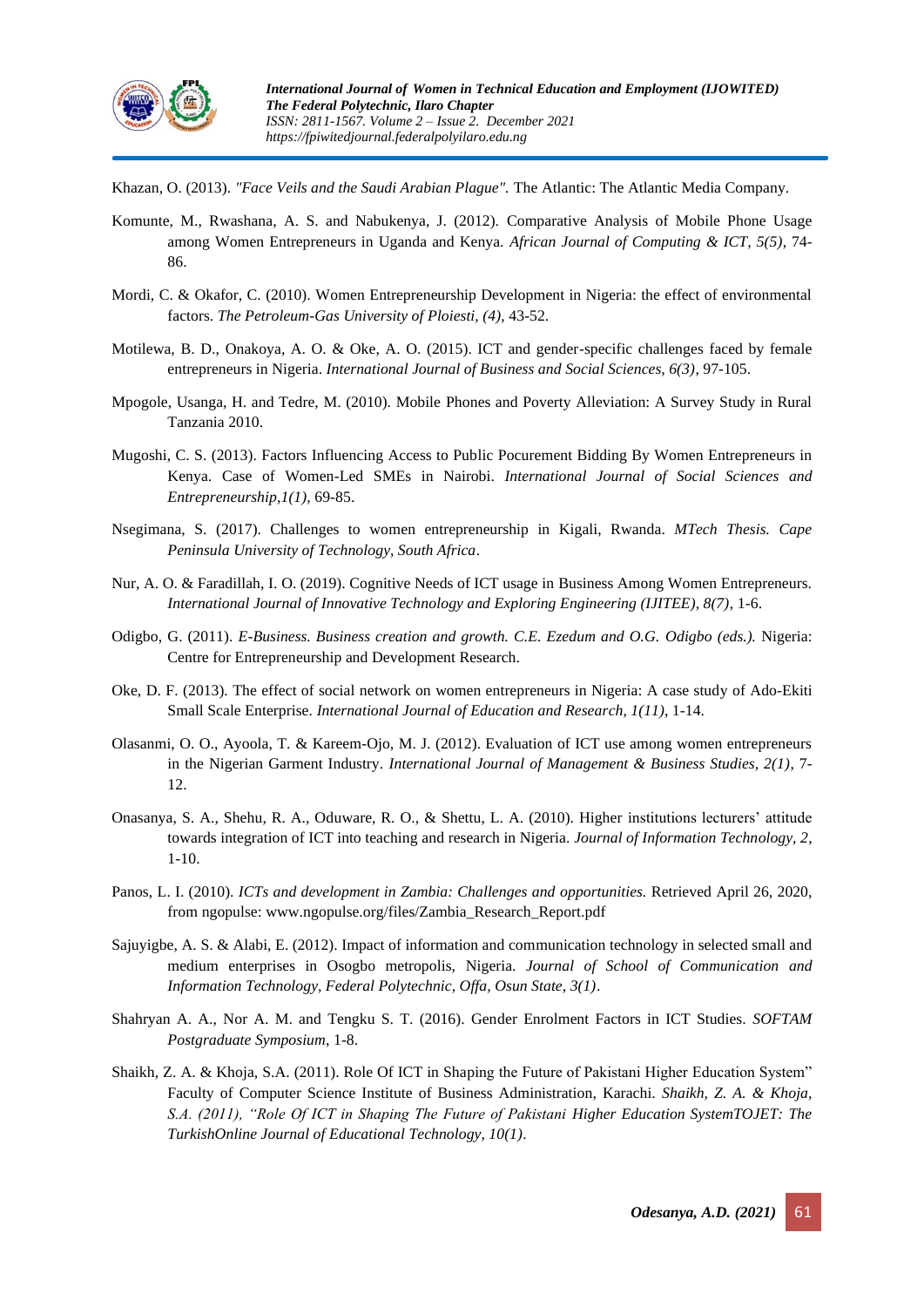Khazan, O. (2013). *"Face Veils and the Saudi Arabian Plague".* The Atlantic: The Atlantic Media Company.

Komunte, M., Rwashana, A. S. and Nabukenya, J. (2012). Comparative Analysis of Mobile Phone Usage among Women Entrepreneurs in Uganda and Kenya. *African Journal of Computing & ICT, 5(5)*, 74-86.

Mordi, C. & Okafor, C. (2010). Women Entrepreneurship Development in Nigeria: the effect of environmental factors. *The Petroleum-Gas University of Ploiesti, (4)*, 43-52.

Motilewa, B. D., Onakoya, A. O. & Oke, A. O. (2015). ICT and gender-specific challenges faced by female entrepreneurs in Nigeria. *International Journal of Business and Social Sciences, 6(3)*, 97-105.

Mpogole, Usanga, H. and Tedre, M. (2010). Mobile Phones and Poverty Alleviation: A Survey Study in Rural Tanzania 2010.

Mugoshi, C. S. (2013). Factors Influencing Access to Public Pocurement Bidding By Women Entrepreneurs in Kenya. Case of Women-Led SMEs in Nairobi. *International Journal of Social Sciences and Entrepreneurship,1(1)*, 69-85.

Nsegimana, S. (2017). Challenges to women entrepreneurship in Kigali, Rwanda. *MTech Thesis. Cape Peninsula University of Technology, South Africa*.

Nur, A. O. & Faradillah, I. O. (2019). Cognitive Needs of ICT usage in Business Among Women Entrepreneurs. *International Journal of Innovative Technology and Exploring Engineering (IJITEE), 8(7)*, 1-6.

Odigbo, G. (2011). *E-Business. Business creation and growth. C.E. Ezedum and O.G. Odigbo (eds.).* Nigeria: Centre for Entrepreneurship and Development Research.

Oke, D. F. (2013). The effect of social network on women entrepreneurs in Nigeria: A case study of Ado-Ekiti Small Scale Enterprise. *International Journal of Education and Research, 1(11)*, 1-14.

Olasanmi, O. O., Ayoola, T. & Kareem-Ojo, M. J. (2012). Evaluation of ICT use among women entrepreneurs in the Nigerian Garment Industry. *International Journal of Management & Business Studies, 2(1)*, 7-12.

Onasanya, S. A., Shehu, R. A., Oduware, R. O., & Shettu, L. A. (2010). Higher institutions lecturers' attitude towards integration of ICT into teaching and research in Nigeria. *Journal of Information Technology, 2*, 1-10.

Panos, L. I. (2010). *ICTs and development in Zambia: Challenges and opportunities.* Retrieved April 26, 2020, from ngopulse: www.ngopulse.org/files/Zambia_Research_Report.pdf

Sajuyigbe, A. S. & Alabi, E. (2012). Impact of information and communication technology in selected small and medium enterprises in Osogbo metropolis, Nigeria. *Journal of School of Communication and Information Technology, Federal Polytechnic, Offa, Osun State, 3(1)*.

Shahryan A. A., Nor A. M. and Tengku S. T. (2016). Gender Enrolment Factors in ICT Studies. *SOFTAM Postgraduate Symposium*, 1-8.

Shaikh, Z. A. & Khoja, S.A. (2011). Role Of ICT in Shaping the Future of Pakistani Higher Education System" Faculty of Computer Science Institute of Business Administration, Karachi. *Shaikh, Z. A. & Khoja, S.A. (2011), "Role Of ICT in Shaping The Future of Pakistani Higher Education SystemTOJET: The TurkishOnline Journal of Educational Technology, 10(1)*.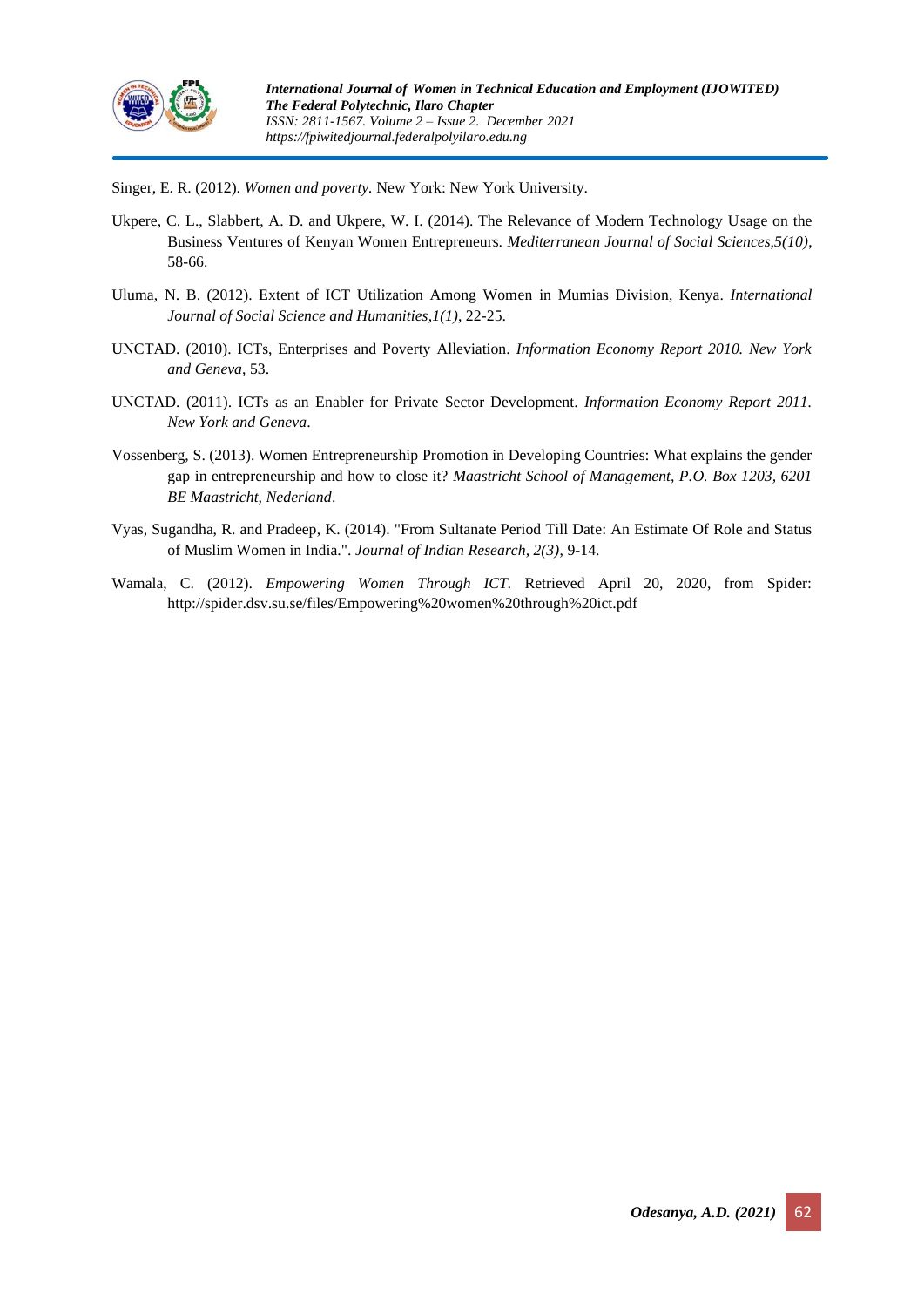Singer, E. R. (2012). *Women and poverty*. New York: New York University.

Ukpere, C. L., Slabbert, A. D. and Ukpere, W. I. (2014). The Relevance of Modern Technology Usage on the Business Ventures of Kenyan Women Entrepreneurs. *Mediterranean Journal of Social Sciences,5(10)*, 58-66.

Uluma, N. B. (2012). Extent of ICT Utilization Among Women in Mumias Division, Kenya. *International Journal of Social Science and Humanities,1(1)*, 22-25.

UNCTAD. (2010). ICTs, Enterprises and Poverty Alleviation. *Information Economy Report 2010. New York and Geneva*, 53.

UNCTAD. (2011). ICTs as an Enabler for Private Sector Development. *Information Economy Report 2011. New York and Geneva*.

Vossenberg, S. (2013). Women Entrepreneurship Promotion in Developing Countries: What explains the gender gap in entrepreneurship and how to close it? *Maastricht School of Management, P.O. Box 1203, 6201 BE Maastricht, Nederland*.

Vyas, Sugandha, R. and Pradeep, K. (2014). "From Sultanate Period Till Date: An Estimate Of Role and Status of Muslim Women in India.". *Journal of Indian Research, 2(3)*, 9-14.

Wamala, C. (2012). *Empowering Women Through ICT*. Retrieved April 20, 2020, from Spider: http://spider.dsv.su.se/files/Empowering%20women%20through%20ict.pdf